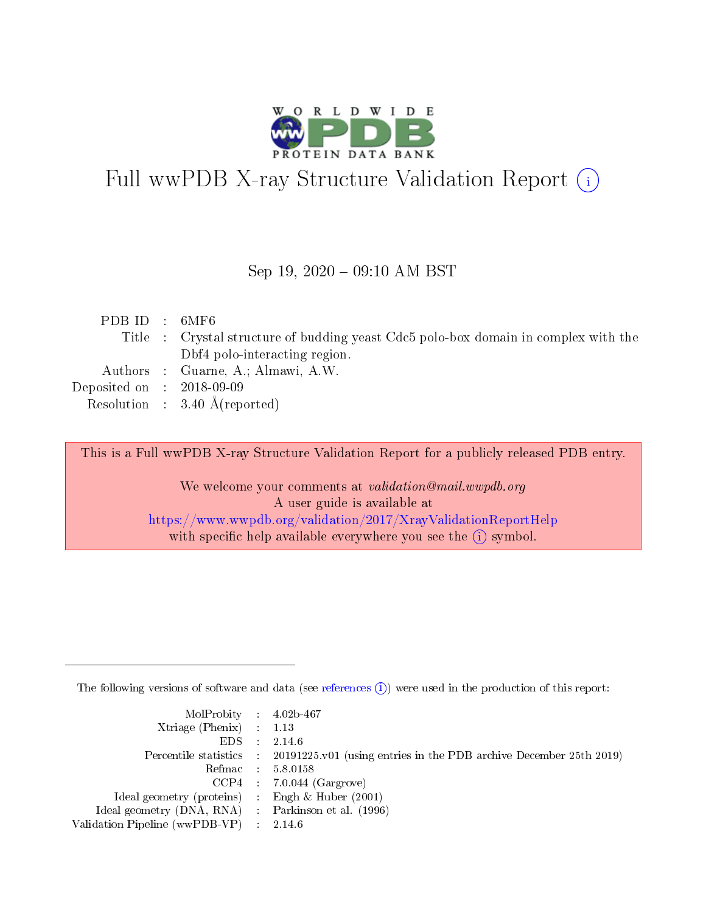# Full wwPDB X-ray Structure Validation Report

Sep 19, 2020 – 09:10 AM BST

| | | |
|---|---|---|
| PDB ID | : | 6MF6 |
| Title | : | Crystal structure of budding yeast Cdc5 polo-box domain in complex with the Dbf4 polo-interacting region. |
| Authors | : | Guarne, A.; Almawi, A.W. |
| Deposited on | : | 2018-09-09 |
| Resolution | : | 3.40 Å(reported) |

This is a Full wwPDB X-ray Structure Validation Report for a publicly released PDB entry.

We welcome your comments at *validation@mail.wwpdb.org*
A user guide is available at
https://www.wwpdb.org/validation/2017/XrayValidationReportHelp
with specific help available everywhere you see the (i) symbol.

The following versions of software and data (see references (i)) were used in the production of this report:

| | | |
|---|---|---|
| MolProbity | : | 4.02b-467 |
| Xtriage (Phenix) | : | 1.13 |
| EDS | : | 2.14.6 |
| Percentile statistics | : | 20191225.v01 (using entries in the PDB archive December 25th 2019) |
| Refmac | : | 5.8.0158 |
| CCP4 | : | 7.0.044 (Gargrove) |
| Ideal geometry (proteins) | : | Engh & Huber (2001) |
| Ideal geometry (DNA, RNA) | : | Parkinson et al. (1996) |
| Validation Pipeline (wwPDB-VP) | : | 2.14.6 |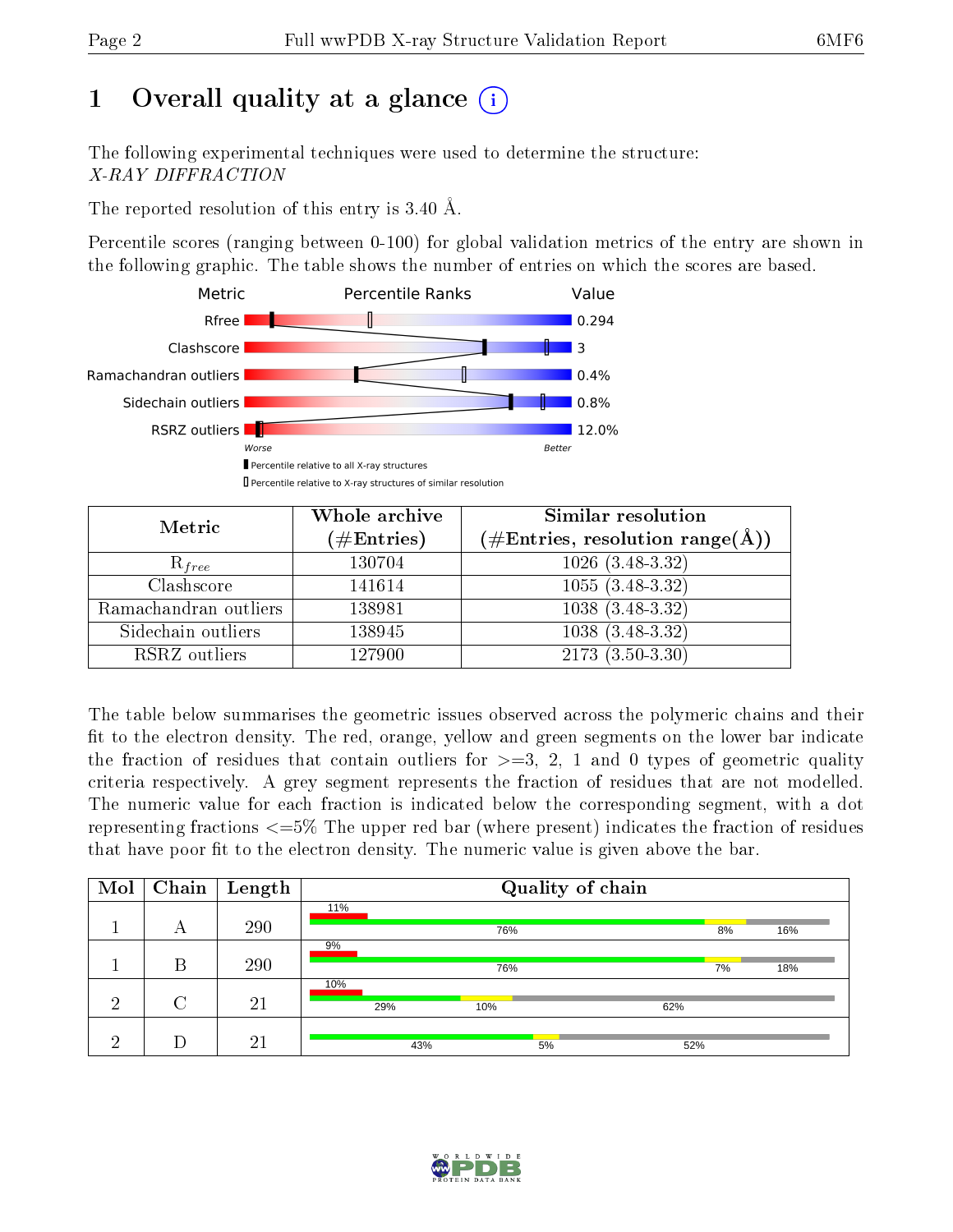# 1 Overall quality at a glance

The following experimental techniques were used to determine the structure: *X-RAY DIFFRACTION*

The reported resolution of this entry is 3.40 Å.

Percentile scores (ranging between 0-100) for global validation metrics of the entry are shown in the following graphic. The table shows the number of entries on which the scores are based.

| Metric | Value |
|---|---|
| Rfree | 0.294 |
| Clashscore | 3 |
| Ramachandran outliers | 0.4% |
| Sidechain outliers | 0.8% |
| RSRZ outliers | 12.0% |

Worse — Better

Percentile relative to all X-ray structures

Percentile relative to X-ray structures of similar resolution

| Metric | Whole archive (#Entries) | Similar resolution (#Entries, resolution range(Å)) |
|---|---|---|
| $R_{free}$ | 130704 | 1026 (3.48-3.32) |
| Clashscore | 141614 | 1055 (3.48-3.32) |
| Ramachandran outliers | 138981 | 1038 (3.48-3.32) |
| Sidechain outliers | 138945 | 1038 (3.48-3.32) |
| RSRZ outliers | 127900 | 2173 (3.50-3.30) |

The table below summarises the geometric issues observed across the polymeric chains and their fit to the electron density. The red, orange, yellow and green segments on the lower bar indicate the fraction of residues that contain outliers for >=3, 2, 1 and 0 types of geometric quality criteria respectively. A grey segment represents the fraction of residues that are not modelled. The numeric value for each fraction is indicated below the corresponding segment, with a dot representing fractions <=5% The upper red bar (where present) indicates the fraction of residues that have poor fit to the electron density. The numeric value is given above the bar.

| Mol | Chain | Length | Quality of chain |
|---|---|---|---|
| 1 | A | 290 | 11% (poor fit); 76%, 8%, 16% |
| 1 | B | 290 | 9% (poor fit); 76%, 7%, 18% |
| 2 | C | 21 | 10% (poor fit); 29%, 10%, 62% |
| 2 | D | 21 | 43%, 5%, 52% |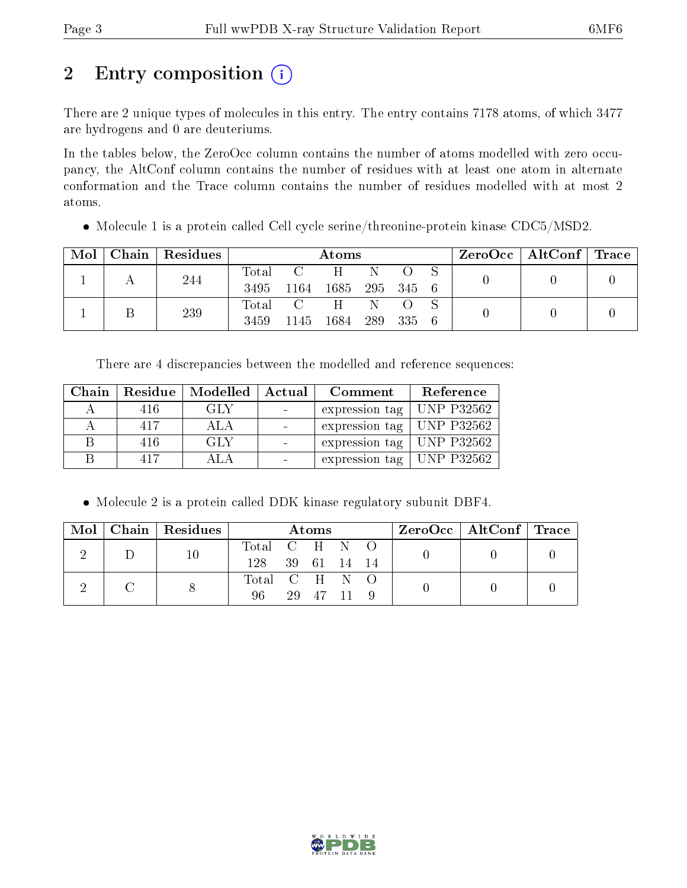# 2 Entry composition (i)

There are 2 unique types of molecules in this entry. The entry contains 7178 atoms, of which 3477 are hydrogens and 0 are deuteriums.

In the tables below, the ZeroOcc column contains the number of atoms modelled with zero occupancy, the AltConf column contains the number of residues with at least one atom in alternate conformation and the Trace column contains the number of residues modelled with at most 2 atoms.

- Molecule 1 is a protein called Cell cycle serine/threonine-protein kinase CDC5/MSD2.

| Mol | Chain | Residues | Atoms | | | | | | ZeroOcc | AltConf | Trace |
|---|---|---|---|---|---|---|---|---|---|---|---|
| | | | Total | C | H | N | O | S | | | |
| 1 | A | 244 | 3495 | 1164 | 1685 | 295 | 345 | 6 | 0 | 0 | 0 |
| 1 | B | 239 | 3459 | 1145 | 1684 | 289 | 335 | 6 | 0 | 0 | 0 |

There are 4 discrepancies between the modelled and reference sequences:

| Chain | Residue | Modelled | Actual | Comment | Reference |
|---|---|---|---|---|---|
| A | 416 | GLY | - | expression tag | UNP P32562 |
| A | 417 | ALA | - | expression tag | UNP P32562 |
| B | 416 | GLY | - | expression tag | UNP P32562 |
| B | 417 | ALA | - | expression tag | UNP P32562 |

- Molecule 2 is a protein called DDK kinase regulatory subunit DBF4.

| Mol | Chain | Residues | Atoms | | | | | ZeroOcc | AltConf | Trace |
|---|---|---|---|---|---|---|---|---|---|---|
| | | | Total | C | H | N | O | | | |
| 2 | D | 10 | 128 | 39 | 61 | 14 | 14 | 0 | 0 | 0 |
| 2 | C | 8 | 96 | 29 | 47 | 11 | 9 | 0 | 0 | 0 |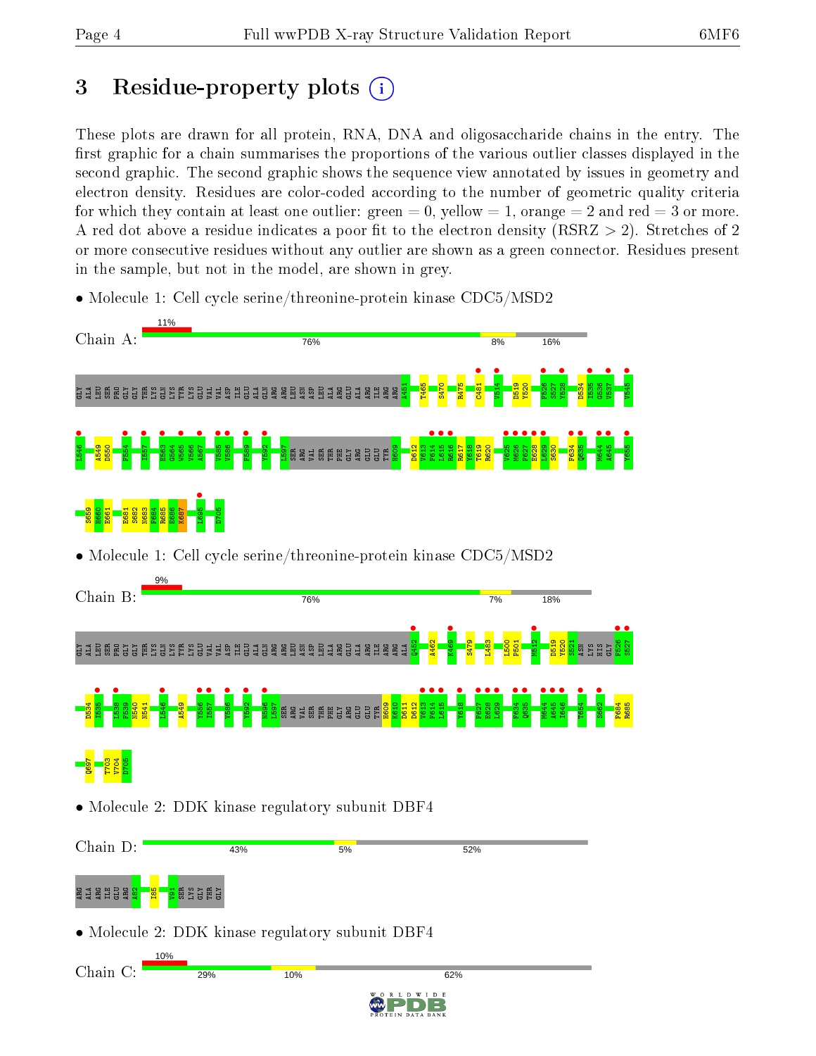# 3 Residue-property plots

These plots are drawn for all protein, RNA, DNA and oligosaccharide chains in the entry. The first graphic for a chain summarises the proportions of the various outlier classes displayed in the second graphic. The second graphic shows the sequence view annotated by issues in geometry and electron density. Residues are color-coded according to the number of geometric quality criteria for which they contain at least one outlier: green = 0, yellow = 1, orange = 2 and red = 3 or more. A red dot above a residue indicates a poor fit to the electron density (RSRZ > 2). Stretches of 2 or more consecutive residues without any outlier are shown as a green connector. Residues present in the sample, but not in the model, are shown in grey.

- Molecule 1: Cell cycle serine/threonine-protein kinase CDC5/MSD2

Chain A: 11% | 76% | 8% | 16%

GLY ALA LEU SER PRO GLY GLY THR LYS GLN LYS TYR LYS GLU VAL VAL ASP ILE GLU ALA GLN ARG ARG LEU ASN ASP LEU ALA ARG GLU ALA ARG ILE ARG ARG A451 T465 S470 R475 C481 V514 D519 Y520 F526 S527 Y528 D534 I535 G536 V537 V545 L546 A549 D550 F554 I557 E563 G564 W565 V566 A567 Y585 V586 F589 Y592 L597 SER ARG VAL SER THR PHE GLY ARG GLU GLU TYR H609 D612 V613 F614 L615 R616 R617 Y618 T619 R620 V625 M626 F627 E628 L629 S630 F634 Q635 M644 A645 Y655 S659 N660 H661 K681 S682 N683 F684 R685 E686 K687 L695 D705

- Molecule 1: Cell cycle serine/threonine-protein kinase CDC5/MSD2

Chain B: 9% | 76% | 7% | 18%

GLY ALA LEU SER PRO GLY GLY THR LYS GLN LYS TYR LYS GLU VAL VAL ASP ILE GLU ALA GLN ARG ARG LEU ASN ASP LEU ALA ARG GLU ALA ARG ILE ARG ARG ALA Q452 A462 K469 S479 L483 L500 P501 M512 D519 Y520 S521 ASN LYS HIS GLY F526 S527 D534 I535 L538 F539 N540 N541 L546 A549 Y556 I557 V586 Y592 N596 L597 SER ARG VAL SER THR PHE GLY ARG GLU GLU TYR H609 K610 D611 D612 V613 F614 L615 Y618 F627 E628 L629 F634 Q635 M644 A645 I646 T654 S662 F684 R685 Q697 T703 V704 D705

- Molecule 2: DDK kinase regulatory subunit DBF4

Chain D: 43% | 5% | 52%

ARG ALA ARG ILE GLU ARG A82 I85 V91 SER LYS GLY THR GLY

- Molecule 2: DDK kinase regulatory subunit DBF4

Chain C: 10% | 29% | 10% | 62%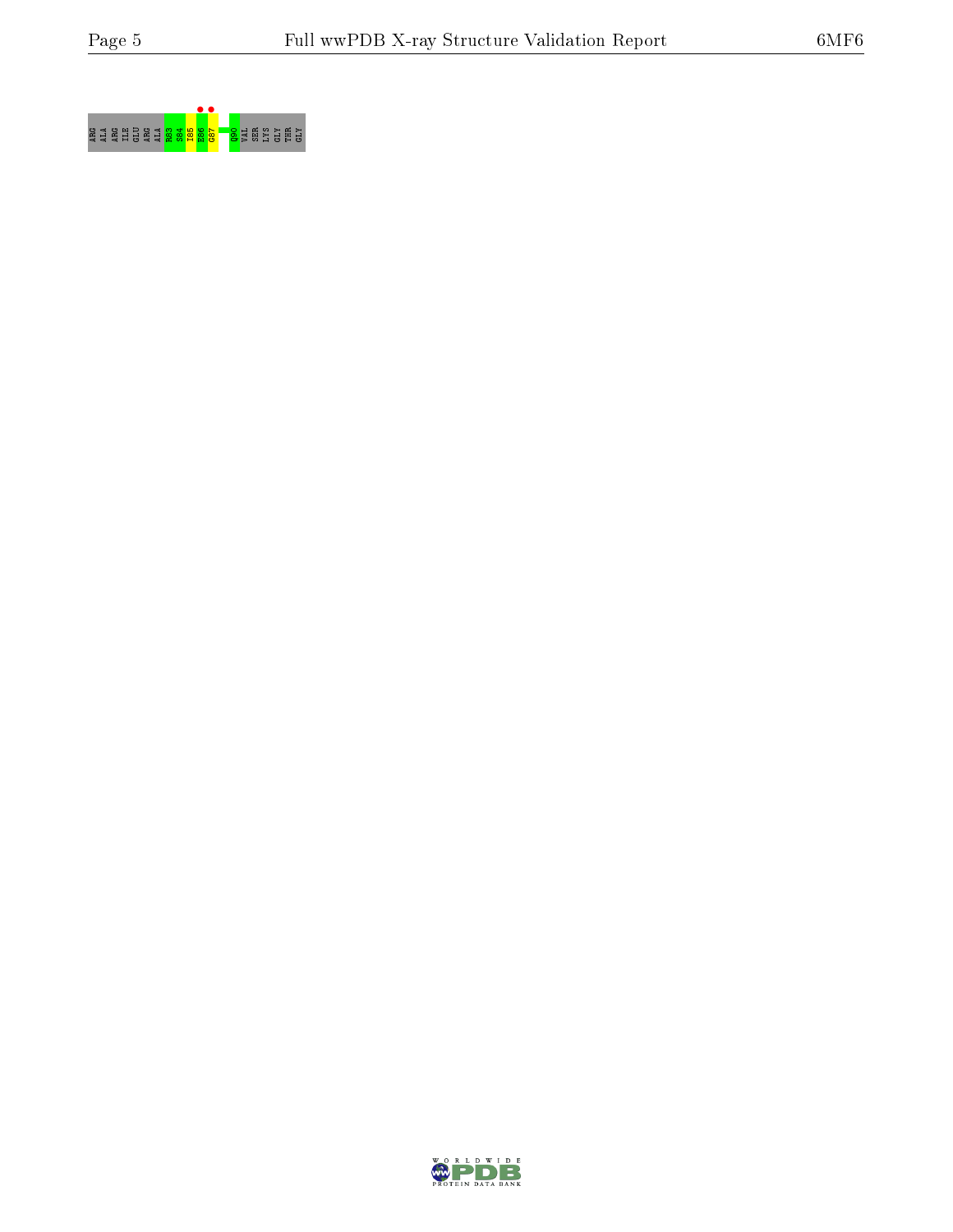ARG ALA ARG ILE GLU ARG ALA R83 S84 I85 E86 G87 Q90 VAL SER LYS GLY THR GLY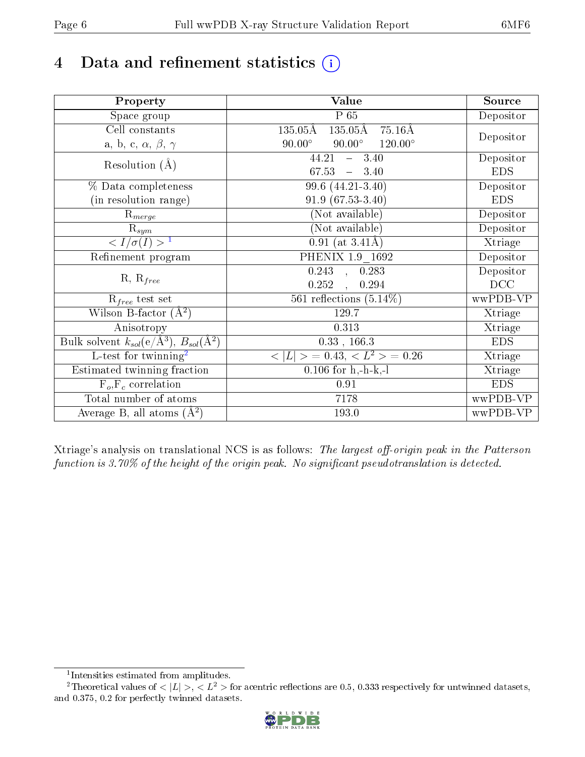# 4 Data and refinement statistics (i)

| Property | Value | Source |
|---|---|---|
| Space group | P 65 | Depositor |
| Cell constants<br>a, b, c, $\alpha$, $\beta$, $\gamma$ | 135.05Å 135.05Å 75.16Å<br>90.00° 90.00° 120.00° | Depositor |
| Resolution (Å) | 44.21 – 3.40<br>67.53 – 3.40 | Depositor<br>EDS |
| % Data completeness<br>(in resolution range) | 99.6 (44.21-3.40)<br>91.9 (67.53-3.40) | Depositor<br>EDS |
| $R_{merge}$ | (Not available) | Depositor |
| $R_{sym}$ | (Not available) | Depositor |
| $< I/\sigma(I) >$ [1] | 0.91 (at 3.41Å) | Xtriage |
| Refinement program | PHENIX 1.9_1692 | Depositor |
| R, $R_{free}$ | 0.243 , 0.283<br>0.252 , 0.294 | Depositor<br>DCC |
| $R_{free}$ test set | 561 reflections (5.14%) | wwPDB-VP |
| Wilson B-factor ($Å^2$) | 129.7 | Xtriage |
| Anisotropy | 0.313 | Xtriage |
| Bulk solvent $k_{sol}$(e/$Å^3$), $B_{sol}$($Å^2$) | 0.33 , 166.3 | EDS |
| L-test for twinning[2] | $< \|L\| >= 0.43$, $< L^2 >= 0.26$ | Xtriage |
| Estimated twinning fraction | 0.106 for h,-h-k,-l | Xtriage |
| $F_o$,$F_c$ correlation | 0.91 | EDS |
| Total number of atoms | 7178 | wwPDB-VP |
| Average B, all atoms ($Å^2$) | 193.0 | wwPDB-VP |

Xtriage's analysis on translational NCS is as follows: *The largest off-origin peak in the Patterson function is 3.70% of the height of the origin peak. No significant pseudotranslation is detected.*

[1] Intensities estimated from amplitudes.

[2] Theoretical values of $< |L| >$, $< L^2 >$ for acentric reflections are 0.5, 0.333 respectively for untwinned datasets, and 0.375, 0.2 for perfectly twinned datasets.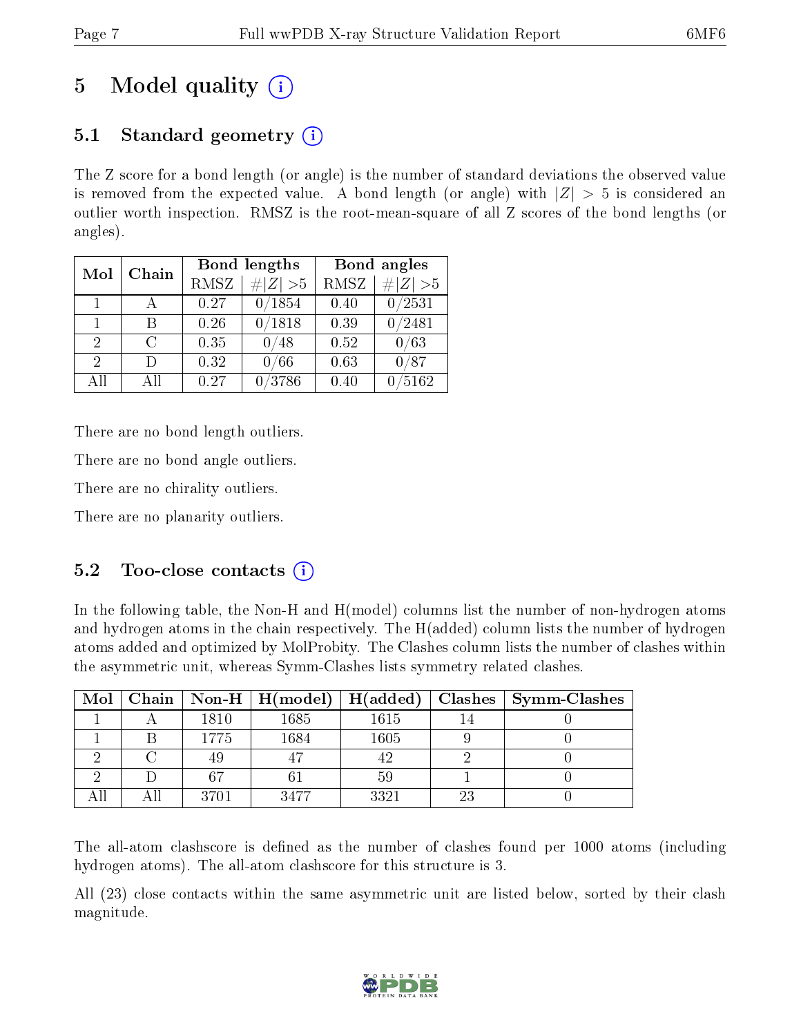# 5 Model quality (i)

## 5.1 Standard geometry (i)

The Z score for a bond length (or angle) is the number of standard deviations the observed value is removed from the expected value. A bond length (or angle) with $|Z| > 5$ is considered an outlier worth inspection. RMSZ is the root-mean-square of all Z scores of the bond lengths (or angles).

| Mol | Chain | Bond lengths | | Bond angles | |
|---|---|---|---|---|---|
| | | RMSZ | $\#\|Z\| > 5$ | RMSZ | $\#\|Z\| > 5$ |
| 1 | A | 0.27 | 0/1854 | 0.40 | 0/2531 |
| 1 | B | 0.26 | 0/1818 | 0.39 | 0/2481 |
| 2 | C | 0.35 | 0/48 | 0.52 | 0/63 |
| 2 | D | 0.32 | 0/66 | 0.63 | 0/87 |
| All | All | 0.27 | 0/3786 | 0.40 | 0/5162 |

There are no bond length outliers.

There are no bond angle outliers.

There are no chirality outliers.

There are no planarity outliers.

## 5.2 Too-close contacts (i)

In the following table, the Non-H and H(model) columns list the number of non-hydrogen atoms and hydrogen atoms in the chain respectively. The H(added) column lists the number of hydrogen atoms added and optimized by MolProbity. The Clashes column lists the number of clashes within the asymmetric unit, whereas Symm-Clashes lists symmetry related clashes.

| Mol | Chain | Non-H | H(model) | H(added) | Clashes | Symm-Clashes |
|---|---|---|---|---|---|---|
| 1 | A | 1810 | 1685 | 1615 | 14 | 0 |
| 1 | B | 1775 | 1684 | 1605 | 9 | 0 |
| 2 | C | 49 | 47 | 42 | 2 | 0 |
| 2 | D | 67 | 61 | 59 | 1 | 0 |
| All | All | 3701 | 3477 | 3321 | 23 | 0 |

The all-atom clashscore is defined as the number of clashes found per 1000 atoms (including hydrogen atoms). The all-atom clashscore for this structure is 3.

All (23) close contacts within the same asymmetric unit are listed below, sorted by their clash magnitude.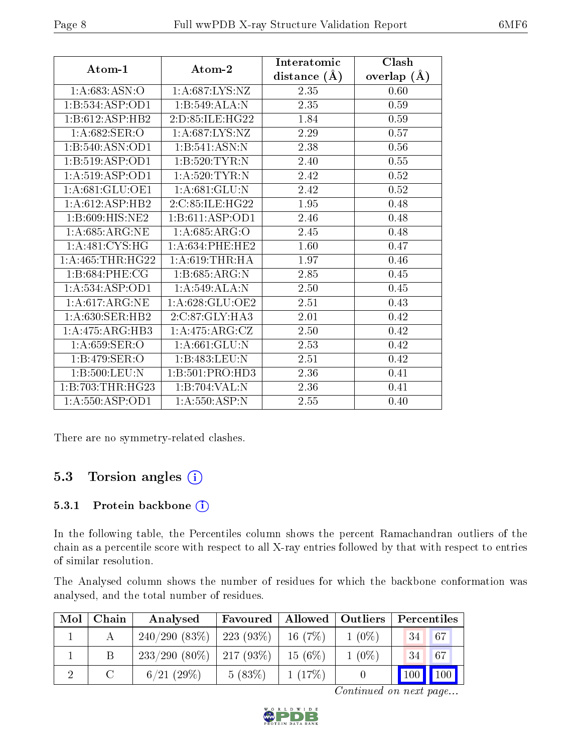| Atom-1 | Atom-2 | Interatomic distance (Å) | Clash overlap (Å) |
|---|---|---|---|
| 1:A:683:ASN:O | 1:A:687:LYS:NZ | 2.35 | 0.60 |
| 1:B:534:ASP:OD1 | 1:B:549:ALA:N | 2.35 | 0.59 |
| 1:B:612:ASP:HB2 | 2:D:85:ILE:HG22 | 1.84 | 0.59 |
| 1:A:682:SER:O | 1:A:687:LYS:NZ | 2.29 | 0.57 |
| 1:B:540:ASN:OD1 | 1:B:541:ASN:N | 2.38 | 0.56 |
| 1:B:519:ASP:OD1 | 1:B:520:TYR:N | 2.40 | 0.55 |
| 1:A:519:ASP:OD1 | 1:A:520:TYR:N | 2.42 | 0.52 |
| 1:A:681:GLU:OE1 | 1:A:681:GLU:N | 2.42 | 0.52 |
| 1:A:612:ASP:HB2 | 2:C:85:ILE:HG22 | 1.95 | 0.48 |
| 1:B:609:HIS:NE2 | 1:B:611:ASP:OD1 | 2.46 | 0.48 |
| 1:A:685:ARG:NE | 1:A:685:ARG:O | 2.45 | 0.48 |
| 1:A:481:CYS:HG | 1:A:634:PHE:HE2 | 1.60 | 0.47 |
| 1:A:465:THR:HG22 | 1:A:619:THR:HA | 1.97 | 0.46 |
| 1:B:684:PHE:CG | 1:B:685:ARG:N | 2.85 | 0.45 |
| 1:A:534:ASP:OD1 | 1:A:549:ALA:N | 2.50 | 0.45 |
| 1:A:617:ARG:NE | 1:A:628:GLU:OE2 | 2.51 | 0.43 |
| 1:A:630:SER:HB2 | 2:C:87:GLY:HA3 | 2.01 | 0.42 |
| 1:A:475:ARG:HB3 | 1:A:475:ARG:CZ | 2.50 | 0.42 |
| 1:A:659:SER:O | 1:A:661:GLU:N | 2.53 | 0.42 |
| 1:B:479:SER:O | 1:B:483:LEU:N | 2.51 | 0.42 |
| 1:B:500:LEU:N | 1:B:501:PRO:HD3 | 2.36 | 0.41 |
| 1:B:703:THR:HG23 | 1:B:704:VAL:N | 2.36 | 0.41 |
| 1:A:550:ASP:OD1 | 1:A:550:ASP:N | 2.55 | 0.40 |

There are no symmetry-related clashes.

## 5.3 Torsion angles

### 5.3.1 Protein backbone

In the following table, the Percentiles column shows the percent Ramachandran outliers of the chain as a percentile score with respect to all X-ray entries followed by that with respect to entries of similar resolution.

The Analysed column shows the number of residues for which the backbone conformation was analysed, and the total number of residues.

| Mol | Chain | Analysed | Favoured | Allowed | Outliers | Percentiles | |
|---|---|---|---|---|---|---|---|
| 1 | A | 240/290 (83%) | 223 (93%) | 16 (7%) | 1 (0%) | 34 | 67 |
| 1 | B | 233/290 (80%) | 217 (93%) | 15 (6%) | 1 (0%) | 34 | 67 |
| 2 | C | 6/21 (29%) | 5 (83%) | 1 (17%) | 0 | 100 | 100 |

*Continued on next page...*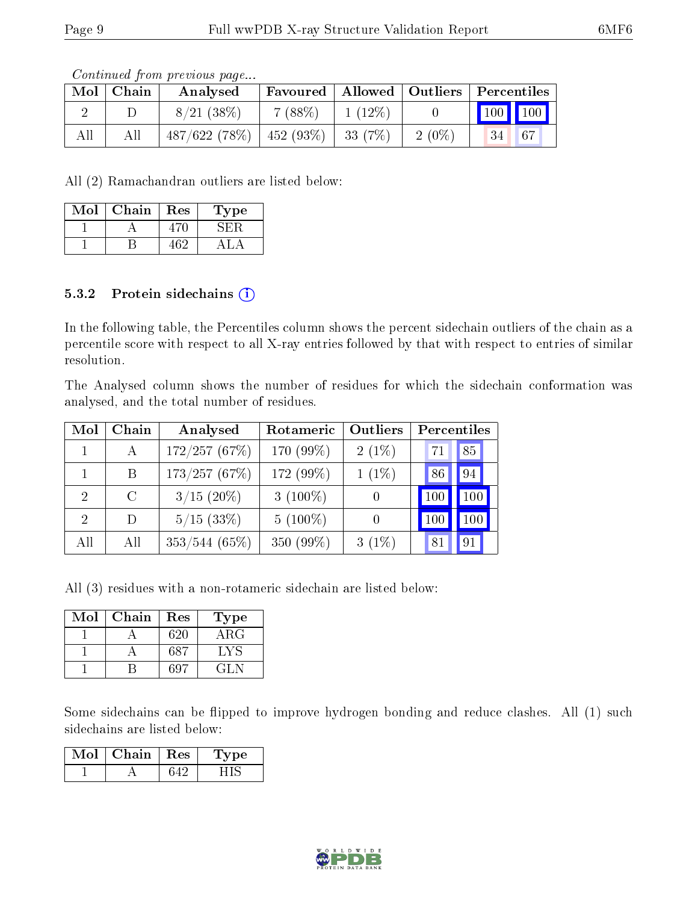*Continued from previous page...*

| Mol | Chain | Analysed | Favoured | Allowed | Outliers | Percentiles | |
|---|---|---|---|---|---|---|---|
| 2 | D | 8/21 (38%) | 7 (88%) | 1 (12%) | 0 | 100 | 100 |
| All | All | 487/622 (78%) | 452 (93%) | 33 (7%) | 2 (0%) | 34 | 67 |

All (2) Ramachandran outliers are listed below:

| Mol | Chain | Res | Type |
|---|---|---|---|
| 1 | A | 470 | SER |
| 1 | B | 462 | ALA |

### 5.3.2 Protein sidechains

In the following table, the Percentiles column shows the percent sidechain outliers of the chain as a percentile score with respect to all X-ray entries followed by that with respect to entries of similar resolution.

The Analysed column shows the number of residues for which the sidechain conformation was analysed, and the total number of residues.

| Mol | Chain | Analysed | Rotameric | Outliers | Percentiles | |
|---|---|---|---|---|---|---|
| 1 | A | 172/257 (67%) | 170 (99%) | 2 (1%) | 71 | 85 |
| 1 | B | 173/257 (67%) | 172 (99%) | 1 (1%) | 86 | 94 |
| 2 | C | 3/15 (20%) | 3 (100%) | 0 | 100 | 100 |
| 2 | D | 5/15 (33%) | 5 (100%) | 0 | 100 | 100 |
| All | All | 353/544 (65%) | 350 (99%) | 3 (1%) | 81 | 91 |

All (3) residues with a non-rotameric sidechain are listed below:

| Mol | Chain | Res | Type |
|---|---|---|---|
| 1 | A | 620 | ARG |
| 1 | A | 687 | LYS |
| 1 | B | 697 | GLN |

Some sidechains can be flipped to improve hydrogen bonding and reduce clashes. All (1) such sidechains are listed below:

| Mol | Chain | Res | Type |
|---|---|---|---|
| 1 | A | 642 | HIS |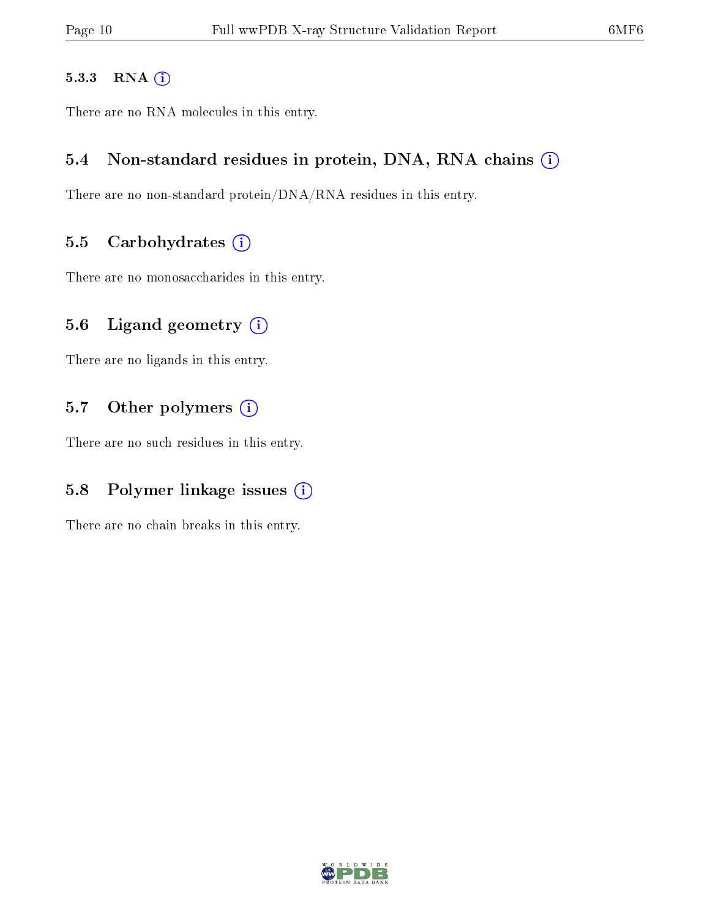#### 5.3.3 RNA

There are no RNA molecules in this entry.

### 5.4 Non-standard residues in protein, DNA, RNA chains

There are no non-standard protein/DNA/RNA residues in this entry.

### 5.5 Carbohydrates

There are no monosaccharides in this entry.

### 5.6 Ligand geometry

There are no ligands in this entry.

### 5.7 Other polymers

There are no such residues in this entry.

### 5.8 Polymer linkage issues

There are no chain breaks in this entry.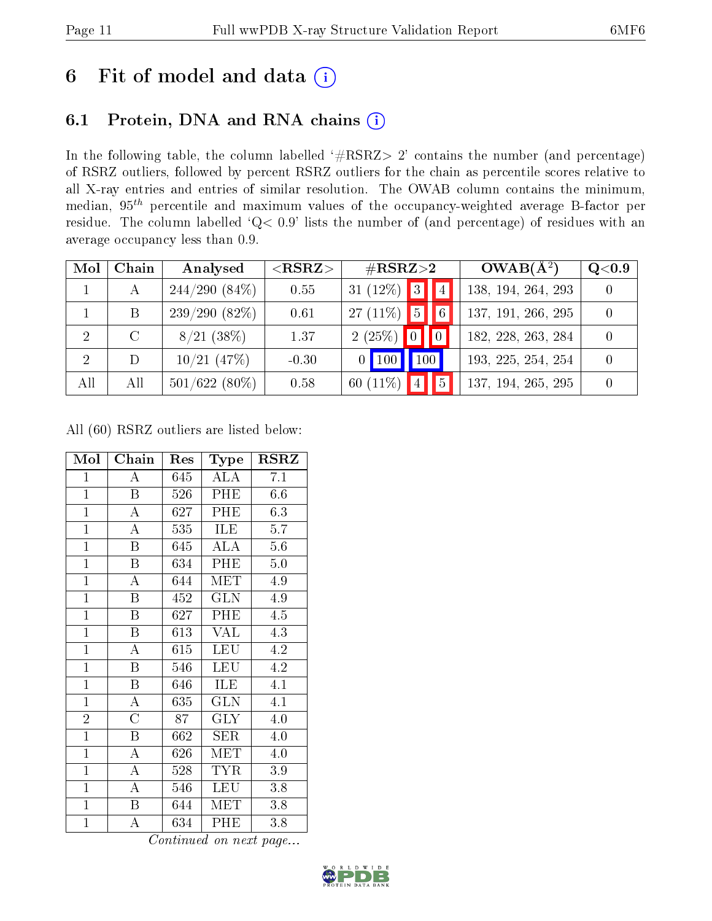# 6 Fit of model and data (i)

## 6.1 Protein, DNA and RNA chains (i)

In the following table, the column labelled '#RSRZ> 2' contains the number (and percentage) of RSRZ outliers, followed by percent RSRZ outliers for the chain as percentile scores relative to all X-ray entries and entries of similar resolution. The OWAB column contains the minimum, median, $95^{th}$ percentile and maximum values of the occupancy-weighted average B-factor per residue. The column labelled 'Q< 0.9' lists the number of (and percentage) of residues with an average occupancy less than 0.9.

| Mol | Chain | Analysed | <RSRZ> | #RSRZ>2 | | | OWAB(Å²) | Q<0.9 |
|---|---|---|---|---|---|---|---|---|
| 1 | A | 244/290 (84%) | 0.55 | 31 (12%) | 3 | 4 | 138, 194, 264, 293 | 0 |
| 1 | B | 239/290 (82%) | 0.61 | 27 (11%) | 5 | 6 | 137, 191, 266, 295 | 0 |
| 2 | C | 8/21 (38%) | 1.37 | 2 (25%) | 0 | 0 | 182, 228, 263, 284 | 0 |
| 2 | D | 10/21 (47%) | -0.30 | 0 | 100 | 100 | 193, 225, 254, 254 | 0 |
| All | All | 501/622 (80%) | 0.58 | 60 (11%) | 4 | 5 | 137, 194, 265, 295 | 0 |

All (60) RSRZ outliers are listed below:

| Mol | Chain | Res | Type | RSRZ |
|---|---|---|---|---|
| 1 | A | 645 | ALA | 7.1 |
| 1 | B | 526 | PHE | 6.6 |
| 1 | A | 627 | PHE | 6.3 |
| 1 | A | 535 | ILE | 5.7 |
| 1 | B | 645 | ALA | 5.6 |
| 1 | B | 634 | PHE | 5.0 |
| 1 | A | 644 | MET | 4.9 |
| 1 | B | 452 | GLN | 4.9 |
| 1 | B | 627 | PHE | 4.5 |
| 1 | B | 613 | VAL | 4.3 |
| 1 | A | 615 | LEU | 4.2 |
| 1 | B | 546 | LEU | 4.2 |
| 1 | B | 646 | ILE | 4.1 |
| 1 | A | 635 | GLN | 4.1 |
| 2 | C | 87 | GLY | 4.0 |
| 1 | B | 662 | SER | 4.0 |
| 1 | A | 626 | MET | 4.0 |
| 1 | A | 528 | TYR | 3.9 |
| 1 | A | 546 | LEU | 3.8 |
| 1 | B | 644 | MET | 3.8 |
| 1 | A | 634 | PHE | 3.8 |

*Continued on next page...*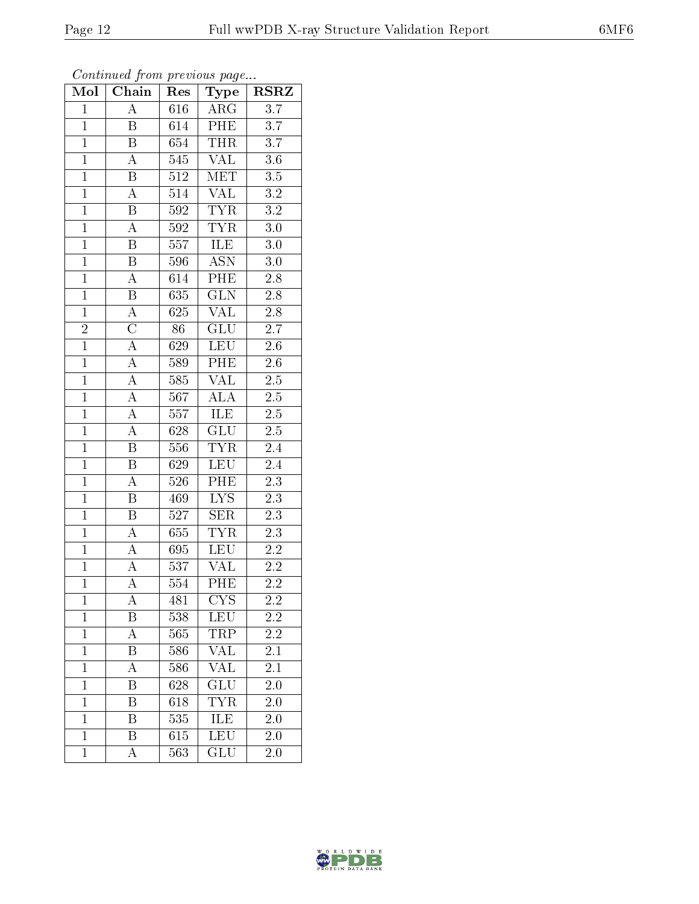*Continued from previous page...*

| Mol | Chain | Res | Type | RSRZ |
|---|---|---|---|---|
| 1 | A | 616 | ARG | 3.7 |
| 1 | B | 614 | PHE | 3.7 |
| 1 | B | 654 | THR | 3.7 |
| 1 | A | 545 | VAL | 3.6 |
| 1 | B | 512 | MET | 3.5 |
| 1 | A | 514 | VAL | 3.2 |
| 1 | B | 592 | TYR | 3.2 |
| 1 | A | 592 | TYR | 3.0 |
| 1 | B | 557 | ILE | 3.0 |
| 1 | B | 596 | ASN | 3.0 |
| 1 | A | 614 | PHE | 2.8 |
| 1 | B | 635 | GLN | 2.8 |
| 1 | A | 625 | VAL | 2.8 |
| 2 | C | 86 | GLU | 2.7 |
| 1 | A | 629 | LEU | 2.6 |
| 1 | A | 589 | PHE | 2.6 |
| 1 | A | 585 | VAL | 2.5 |
| 1 | A | 567 | ALA | 2.5 |
| 1 | A | 557 | ILE | 2.5 |
| 1 | A | 628 | GLU | 2.5 |
| 1 | B | 556 | TYR | 2.4 |
| 1 | B | 629 | LEU | 2.4 |
| 1 | A | 526 | PHE | 2.3 |
| 1 | B | 469 | LYS | 2.3 |
| 1 | B | 527 | SER | 2.3 |
| 1 | A | 655 | TYR | 2.3 |
| 1 | A | 695 | LEU | 2.2 |
| 1 | A | 537 | VAL | 2.2 |
| 1 | A | 554 | PHE | 2.2 |
| 1 | A | 481 | CYS | 2.2 |
| 1 | B | 538 | LEU | 2.2 |
| 1 | A | 565 | TRP | 2.2 |
| 1 | B | 586 | VAL | 2.1 |
| 1 | A | 586 | VAL | 2.1 |
| 1 | B | 628 | GLU | 2.0 |
| 1 | B | 618 | TYR | 2.0 |
| 1 | B | 535 | ILE | 2.0 |
| 1 | B | 615 | LEU | 2.0 |
| 1 | A | 563 | GLU | 2.0 |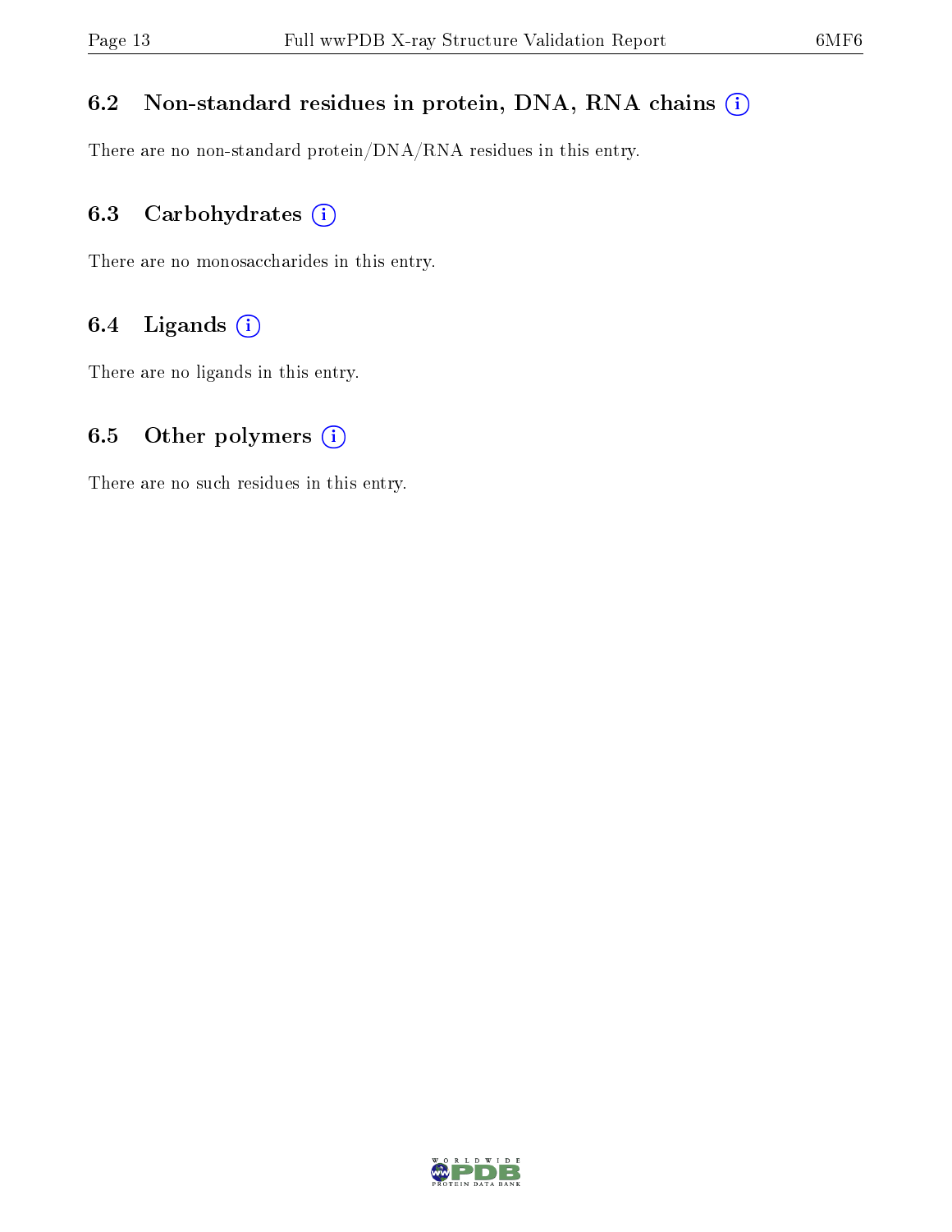### 6.2 Non-standard residues in protein, DNA, RNA chains

There are no non-standard protein/DNA/RNA residues in this entry.

### 6.3 Carbohydrates

There are no monosaccharides in this entry.

### 6.4 Ligands

There are no ligands in this entry.

### 6.5 Other polymers

There are no such residues in this entry.